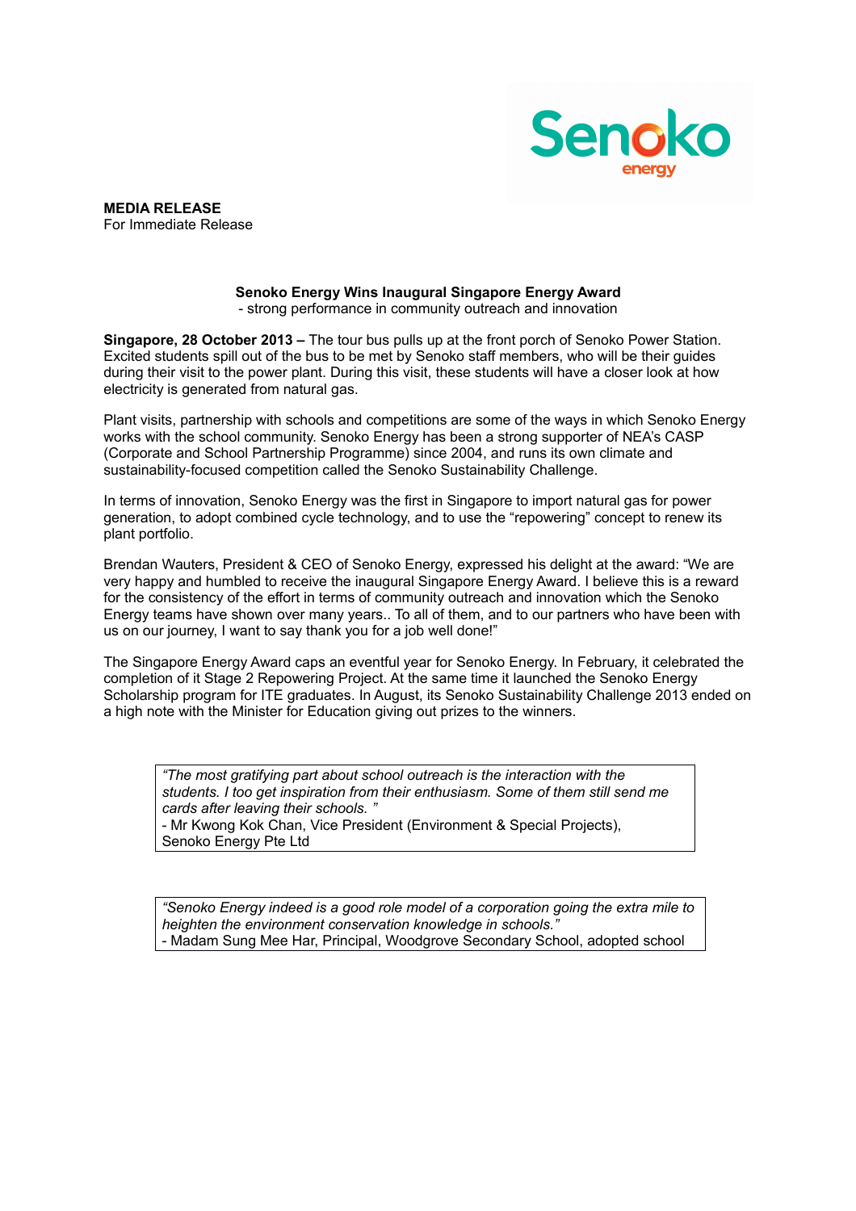**MEDIA RELEASE**
For Immediate Release

**Senoko Energy Wins Inaugural Singapore Energy Award**
- strong performance in community outreach and innovation

**Singapore, 28 October 2013 –** The tour bus pulls up at the front porch of Senoko Power Station. Excited students spill out of the bus to be met by Senoko staff members, who will be their guides during their visit to the power plant. During this visit, these students will have a closer look at how electricity is generated from natural gas.

Plant visits, partnership with schools and competitions are some of the ways in which Senoko Energy works with the school community. Senoko Energy has been a strong supporter of NEA's CASP (Corporate and School Partnership Programme) since 2004, and runs its own climate and sustainability-focused competition called the Senoko Sustainability Challenge.

In terms of innovation, Senoko Energy was the first in Singapore to import natural gas for power generation, to adopt combined cycle technology, and to use the "repowering" concept to renew its plant portfolio.

Brendan Wauters, President & CEO of Senoko Energy, expressed his delight at the award: "We are very happy and humbled to receive the inaugural Singapore Energy Award. I believe this is a reward for the consistency of the effort in terms of community outreach and innovation which the Senoko Energy teams have shown over many years.. To all of them, and to our partners who have been with us on our journey, I want to say thank you for a job well done!"

The Singapore Energy Award caps an eventful year for Senoko Energy. In February, it celebrated the completion of it Stage 2 Repowering Project. At the same time it launched the Senoko Energy Scholarship program for ITE graduates. In August, its Senoko Sustainability Challenge 2013 ended on a high note with the Minister for Education giving out prizes to the winners.

> *"The most gratifying part about school outreach is the interaction with the students. I too get inspiration from their enthusiasm. Some of them still send me cards after leaving their schools. "*
> - Mr Kwong Kok Chan, Vice President (Environment & Special Projects), Senoko Energy Pte Ltd

> *"Senoko Energy indeed is a good role model of a corporation going the extra mile to heighten the environment conservation knowledge in schools."*
> - Madam Sung Mee Har, Principal, Woodgrove Secondary School, adopted school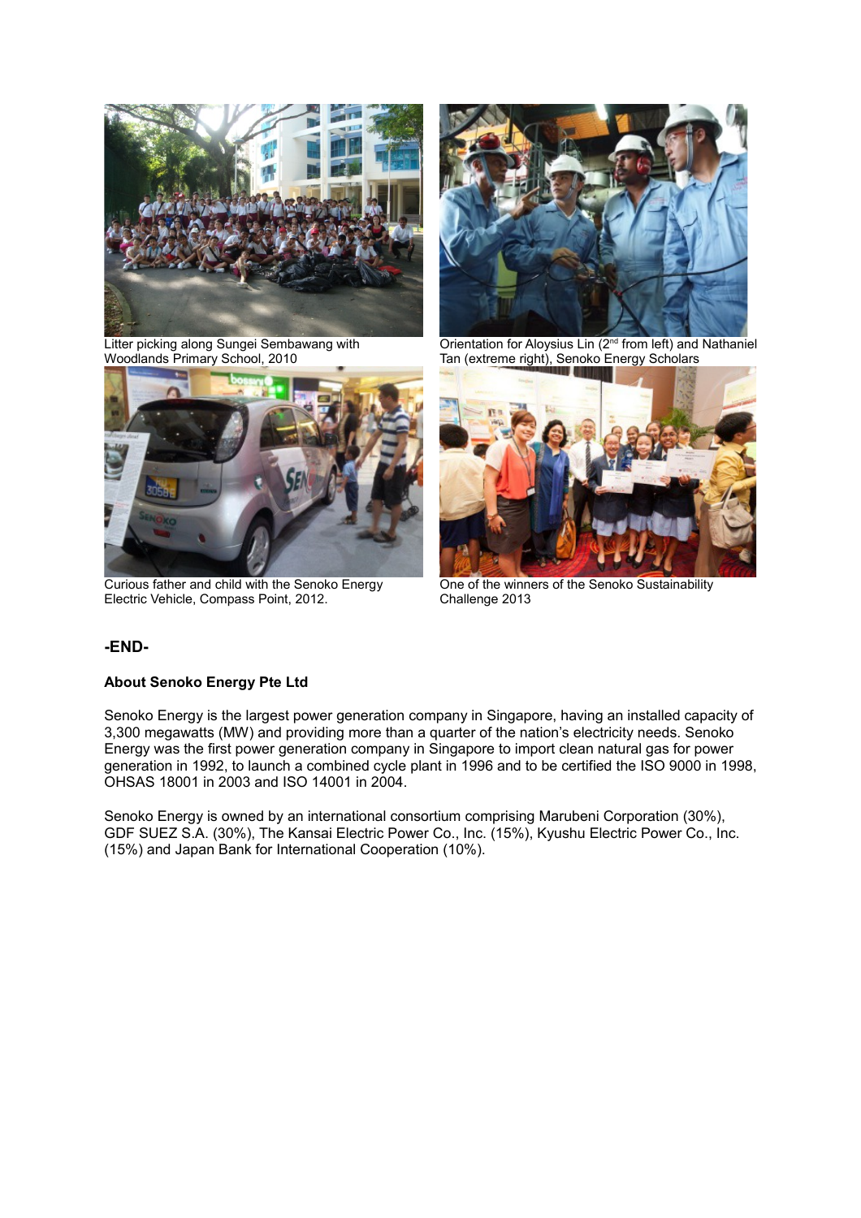Litter picking along Sungei Sembawang with Woodlands Primary School, 2010

Orientation for Aloysius Lin (2nd from left) and Nathaniel Tan (extreme right), Senoko Energy Scholars

Curious father and child with the Senoko Energy Electric Vehicle, Compass Point, 2012.

One of the winners of the Senoko Sustainability Challenge 2013

**-END-**

**About Senoko Energy Pte Ltd**

Senoko Energy is the largest power generation company in Singapore, having an installed capacity of 3,300 megawatts (MW) and providing more than a quarter of the nation's electricity needs. Senoko Energy was the first power generation company in Singapore to import clean natural gas for power generation in 1992, to launch a combined cycle plant in 1996 and to be certified the ISO 9000 in 1998, OHSAS 18001 in 2003 and ISO 14001 in 2004.

Senoko Energy is owned by an international consortium comprising Marubeni Corporation (30%), GDF SUEZ S.A. (30%), The Kansai Electric Power Co., Inc. (15%), Kyushu Electric Power Co., Inc. (15%) and Japan Bank for International Cooperation (10%).